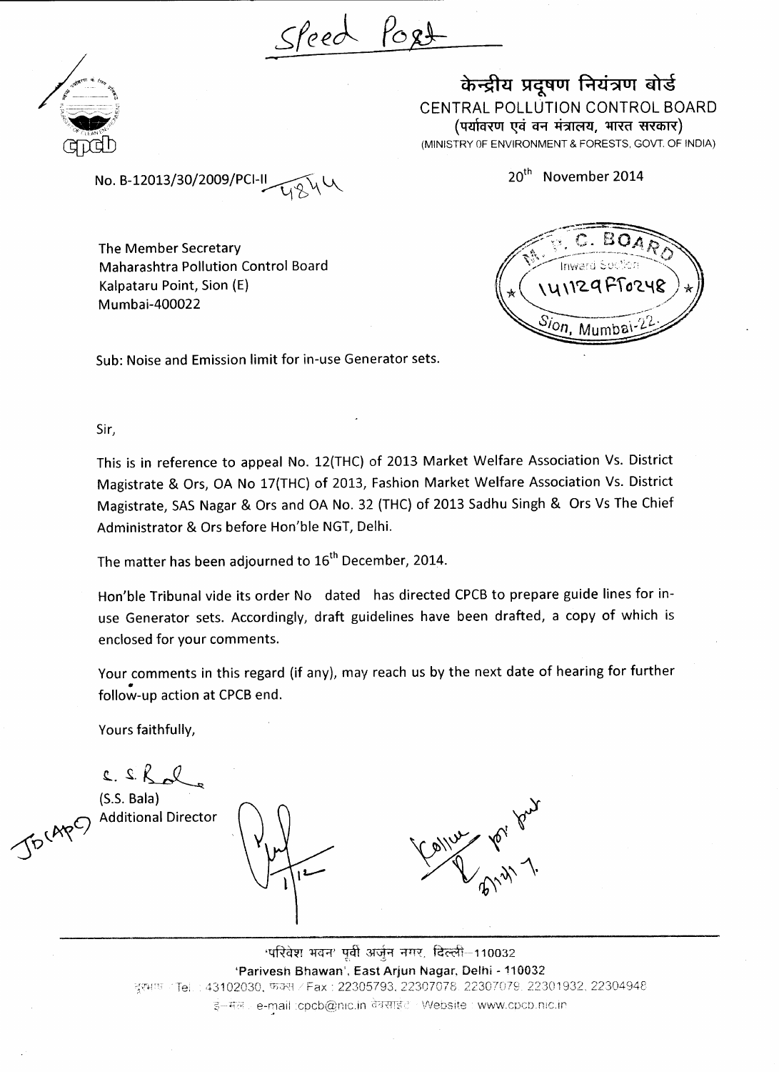Speed Post

केन्द्रीय प्रदूषण नियंत्रण बोर्ड
CENTRAL POLLUTION CONTROL BOARD
(पर्यावरण एवं वन मंत्रालय, भारत सरकार)
(MINISTRY OF ENVIRONMENT & FORESTS, GOVT. OF INDIA)

No. B-12013/30/2009/PCI-II 4844

20th November 2014

The Member Secretary
Maharashtra Pollution Control Board
Kalpataru Point, Sion (E)
Mumbai-400022

M. P. C. BOARD
Inward Section
141129FF0248
Sion, Mumbai-22.

Sub: Noise and Emission limit for in-use Generator sets.

Sir,

This is in reference to appeal No. 12(THC) of 2013 Market Welfare Association Vs. District Magistrate & Ors, OA No 17(THC) of 2013, Fashion Market Welfare Association Vs. District Magistrate, SAS Nagar & Ors and OA No. 32 (THC) of 2013 Sadhu Singh & Ors Vs The Chief Administrator & Ors before Hon'ble NGT, Delhi.

The matter has been adjourned to 16th December, 2014.

Hon'ble Tribunal vide its order No dated has directed CPCB to prepare guide lines for in-use Generator sets. Accordingly, draft guidelines have been drafted, a copy of which is enclosed for your comments.

Your comments in this regard (if any), may reach us by the next date of hearing for further follow-up action at CPCB end.

Yours faithfully,

(S.S. Bala)
Additional Director

JD(APC)

'परिवेश भवन' पूर्वी अर्जुन नगर, दिल्ली-110032
'Parivesh Bhawan', East Arjun Nagar, Delhi - 110032
दूरभाष / Tel : 43102030, फैक्स / Fax : 22305793, 22307078, 22307079, 22301932, 22304948
ई-मेल : e-mail : cpcb@nic.in वेबसाइट : Website : www.cpcb.nic.in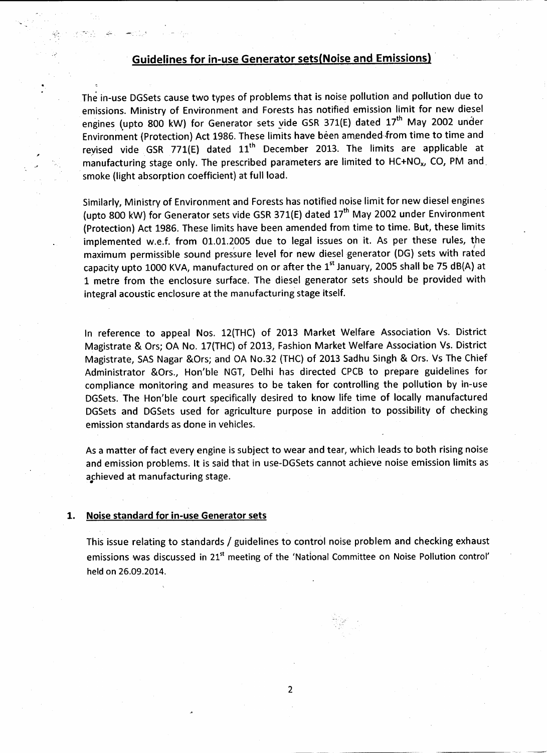## Guidelines for in-use Generator sets(Noise and Emissions)

The in-use DGSets cause two types of problems that is noise pollution and pollution due to emissions. Ministry of Environment and Forests has notified emission limit for new diesel engines (upto 800 kW) for Generator sets vide GSR 371(E) dated 17[th] May 2002 under Environment (Protection) Act 1986. These limits have been amended from time to time and revised vide GSR 771(E) dated 11[th] December 2013. The limits are applicable at manufacturing stage only. The prescribed parameters are limited to $HC+NO_x$, CO, PM and smoke (light absorption coefficient) at full load.

Similarly, Ministry of Environment and Forests has notified noise limit for new diesel engines (upto 800 kW) for Generator sets vide GSR 371(E) dated 17[th] May 2002 under Environment (Protection) Act 1986. These limits have been amended from time to time. But, these limits implemented w.e.f. from 01.01.2005 due to legal issues on it. As per these rules, the maximum permissible sound pressure level for new diesel generator (DG) sets with rated capacity upto 1000 KVA, manufactured on or after the 1[st] January, 2005 shall be 75 dB(A) at 1 metre from the enclosure surface. The diesel generator sets should be provided with integral acoustic enclosure at the manufacturing stage itself.

In reference to appeal Nos. 12(THC) of 2013 Market Welfare Association Vs. District Magistrate & Ors; OA No. 17(THC) of 2013, Fashion Market Welfare Association Vs. District Magistrate, SAS Nagar &Ors; and OA No.32 (THC) of 2013 Sadhu Singh & Ors. Vs The Chief Administrator &Ors., Hon'ble NGT, Delhi has directed CPCB to prepare guidelines for compliance monitoring and measures to be taken for controlling the pollution by in-use DGSets. The Hon'ble court specifically desired to know life time of locally manufactured DGSets and DGSets used for agriculture purpose in addition to possibility of checking emission standards as done in vehicles.

As a matter of fact every engine is subject to wear and tear, which leads to both rising noise and emission problems. It is said that in use-DGSets cannot achieve noise emission limits as achieved at manufacturing stage.

### 1. Noise standard for in-use Generator sets

This issue relating to standards / guidelines to control noise problem and checking exhaust emissions was discussed in 21[st] meeting of the 'National Committee on Noise Pollution control' held on 26.09.2014.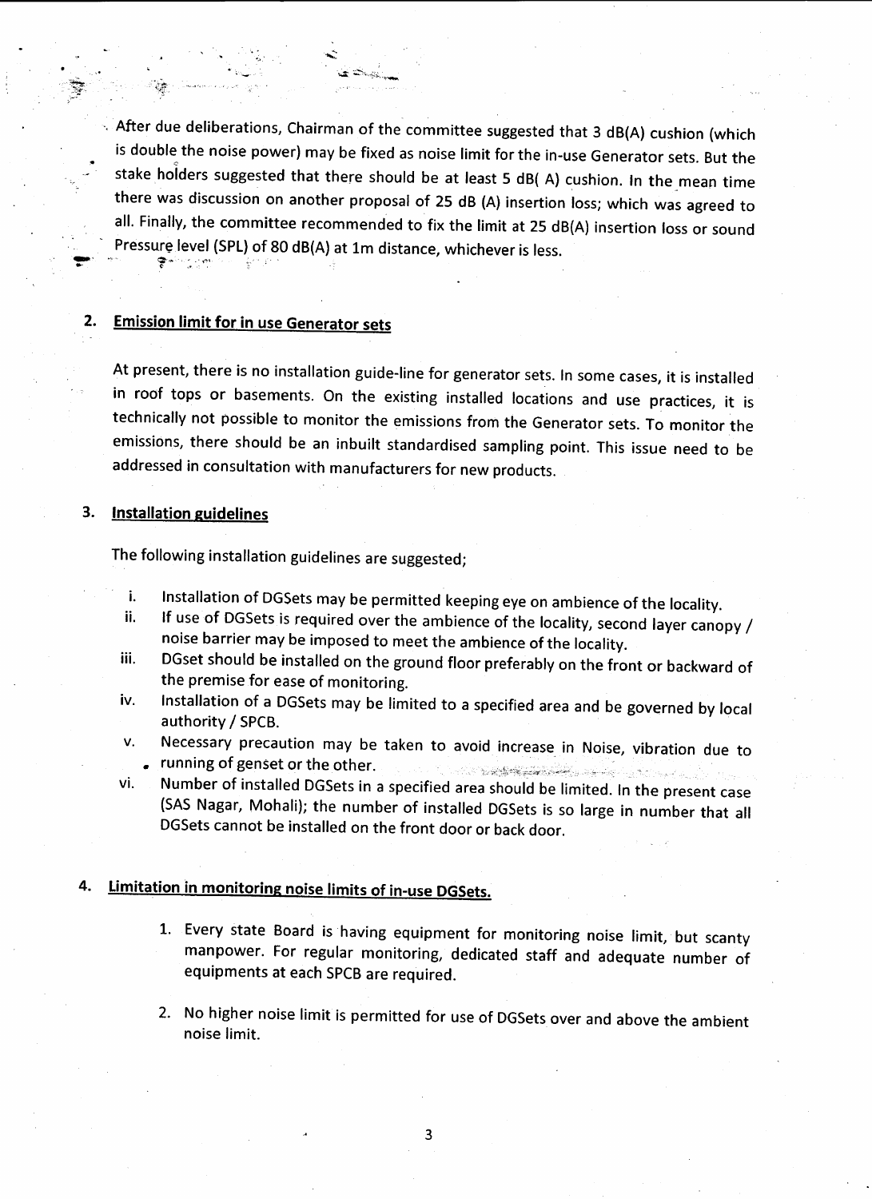After due deliberations, Chairman of the committee suggested that 3 dB(A) cushion (which is double the noise power) may be fixed as noise limit for the in-use Generator sets. But the stake holders suggested that there should be at least 5 dB( A) cushion. In the mean time there was discussion on another proposal of 25 dB (A) insertion loss; which was agreed to all. Finally, the committee recommended to fix the limit at 25 dB(A) insertion loss or sound Pressure level (SPL) of 80 dB(A) at 1m distance, whichever is less.

## 2. Emission limit for in use Generator sets

At present, there is no installation guide-line for generator sets. In some cases, it is installed in roof tops or basements. On the existing installed locations and use practices, it is technically not possible to monitor the emissions from the Generator sets. To monitor the emissions, there should be an inbuilt standardised sampling point. This issue need to be addressed in consultation with manufacturers for new products.

## 3. Installation guidelines

The following installation guidelines are suggested;

i. Installation of DGSets may be permitted keeping eye on ambience of the locality.
ii. If use of DGSets is required over the ambience of the locality, second layer canopy / noise barrier may be imposed to meet the ambience of the locality.
iii. DGset should be installed on the ground floor preferably on the front or backward of the premise for ease of monitoring.
iv. Installation of a DGSets may be limited to a specified area and be governed by local authority / SPCB.
v. Necessary precaution may be taken to avoid increase in Noise, vibration due to running of genset or the other.
vi. Number of installed DGSets in a specified area should be limited. In the present case (SAS Nagar, Mohali); the number of installed DGSets is so large in number that all DGSets cannot be installed on the front door or back door.

## 4. Limitation in monitoring noise limits of in-use DGSets.

1. Every state Board is having equipment for monitoring noise limit, but scanty manpower. For regular monitoring, dedicated staff and adequate number of equipments at each SPCB are required.

2. No higher noise limit is permitted for use of DGSets over and above the ambient noise limit.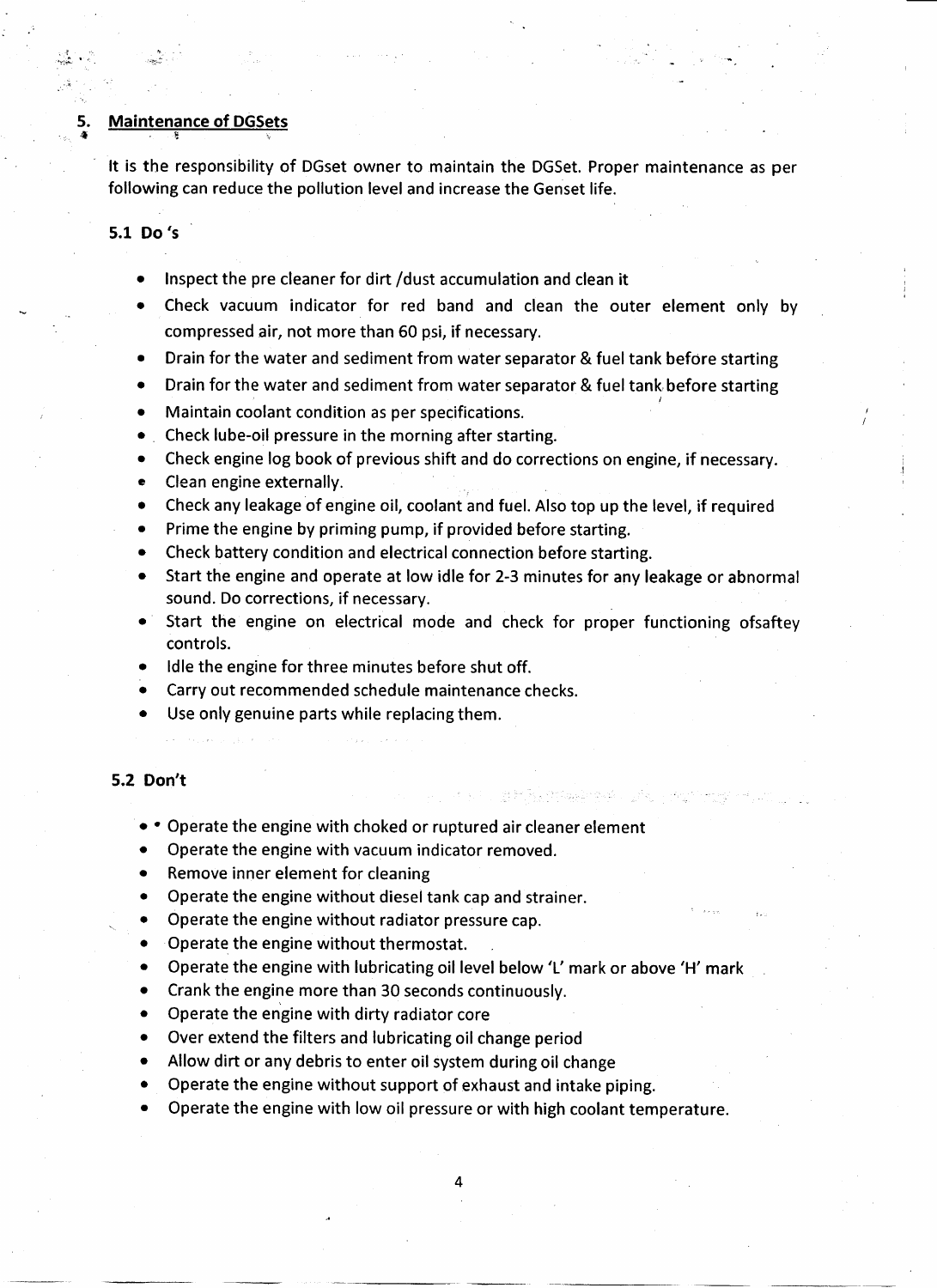## 5. Maintenance of DGSets

It is the responsibility of DGset owner to maintain the DGSet. Proper maintenance as per following can reduce the pollution level and increase the Genset life.

### 5.1 Do 's

- Inspect the pre cleaner for dirt /dust accumulation and clean it
- Check vacuum indicator for red band and clean the outer element only by compressed air, not more than 60 psi, if necessary.
- Drain for the water and sediment from water separator & fuel tank before starting
- Drain for the water and sediment from water separator & fuel tank before starting
- Maintain coolant condition as per specifications.
- Check lube-oil pressure in the morning after starting.
- Check engine log book of previous shift and do corrections on engine, if necessary.
- Clean engine externally.
- Check any leakage of engine oil, coolant and fuel. Also top up the level, if required
- Prime the engine by priming pump, if provided before starting.
- Check battery condition and electrical connection before starting.
- Start the engine and operate at low idle for 2-3 minutes for any leakage or abnormal sound. Do corrections, if necessary.
- Start the engine on electrical mode and check for proper functioning ofsaftey controls.
- Idle the engine for three minutes before shut off.
- Carry out recommended schedule maintenance checks.
- Use only genuine parts while replacing them.

### 5.2 Don't

- Operate the engine with choked or ruptured air cleaner element
- Operate the engine with vacuum indicator removed.
- Remove inner element for cleaning
- Operate the engine without diesel tank cap and strainer.
- Operate the engine without radiator pressure cap.
- Operate the engine without thermostat.
- Operate the engine with lubricating oil level below 'L' mark or above 'H' mark
- Crank the engine more than 30 seconds continuously.
- Operate the engine with dirty radiator core
- Over extend the filters and lubricating oil change period
- Allow dirt or any debris to enter oil system during oil change
- Operate the engine without support of exhaust and intake piping.
- Operate the engine with low oil pressure or with high coolant temperature.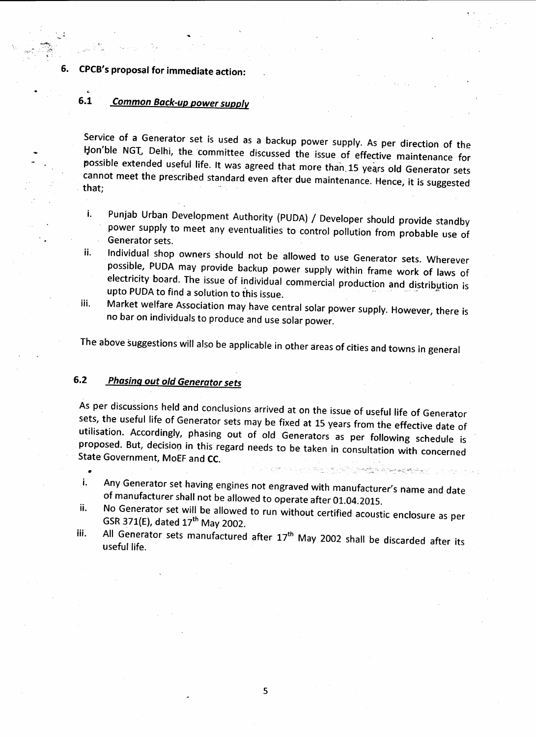## 6. CPCB's proposal for immediate action:

### 6.1 *Common Back-up power supply*

Service of a Generator set is used as a backup power supply. As per direction of the Hon'ble NGT, Delhi, the committee discussed the issue of effective maintenance for possible extended useful life. It was agreed that more than 15 years old Generator sets cannot meet the prescribed standard even after due maintenance. Hence, it is suggested that;

i. Punjab Urban Development Authority (PUDA) / Developer should provide standby power supply to meet any eventualities to control pollution from probable use of Generator sets.

ii. Individual shop owners should not be allowed to use Generator sets. Wherever possible, PUDA may provide backup power supply within frame work of laws of electricity board. The issue of individual commercial production and distribution is upto PUDA to find a solution to this issue.

iii. Market welfare Association may have central solar power supply. However, there is no bar on individuals to produce and use solar power.

The above suggestions will also be applicable in other areas of cities and towns in general

### 6.2 *Phasing out old Generator sets*

As per discussions held and conclusions arrived at on the issue of useful life of Generator sets, the useful life of Generator sets may be fixed at 15 years from the effective date of utilisation. Accordingly, phasing out of old Generators as per following schedule is proposed. But, decision in this regard needs to be taken in consultation with concerned State Government, MoEF and CC.

i. Any Generator set having engines not engraved with manufacturer's name and date of manufacturer shall not be allowed to operate after 01.04.2015.

ii. No Generator set will be allowed to run without certified acoustic enclosure as per GSR 371(E), dated 17th May 2002.

iii. All Generator sets manufactured after 17th May 2002 shall be discarded after its useful life.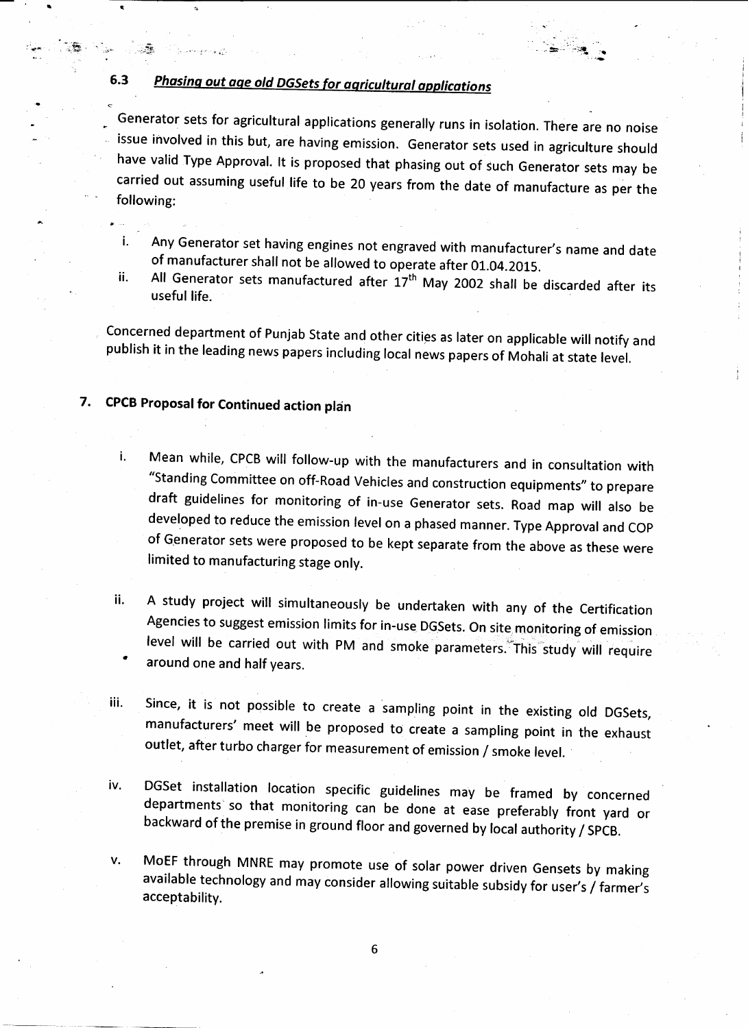### 6.3 ***Phasing out age old DGSets for agricultural applications***

Generator sets for agricultural applications generally runs in isolation. There are no noise issue involved in this but, are having emission. Generator sets used in agriculture should have valid Type Approval. It is proposed that phasing out of such Generator sets may be carried out assuming useful life to be 20 years from the date of manufacture as per the following:

i. Any Generator set having engines not engraved with manufacturer's name and date of manufacturer shall not be allowed to operate after 01.04.2015.
ii. All Generator sets manufactured after 17th May 2002 shall be discarded after its useful life.

Concerned department of Punjab State and other cities as later on applicable will notify and publish it in the leading news papers including local news papers of Mohali at state level.

## 7. CPCB Proposal for Continued action plan

i. Mean while, CPCB will follow-up with the manufacturers and in consultation with "Standing Committee on off-Road Vehicles and construction equipments" to prepare draft guidelines for monitoring of in-use Generator sets. Road map will also be developed to reduce the emission level on a phased manner. Type Approval and COP of Generator sets were proposed to be kept separate from the above as these were limited to manufacturing stage only.

ii. A study project will simultaneously be undertaken with any of the Certification Agencies to suggest emission limits for in-use DGSets. On site monitoring of emission level will be carried out with PM and smoke parameters. This study will require around one and half years.

iii. Since, it is not possible to create a sampling point in the existing old DGSets, manufacturers' meet will be proposed to create a sampling point in the exhaust outlet, after turbo charger for measurement of emission / smoke level.

iv. DGSet installation location specific guidelines may be framed by concerned departments so that monitoring can be done at ease preferably front yard or backward of the premise in ground floor and governed by local authority / SPCB.

v. MoEF through MNRE may promote use of solar power driven Gensets by making available technology and may consider allowing suitable subsidy for user's / farmer's acceptability.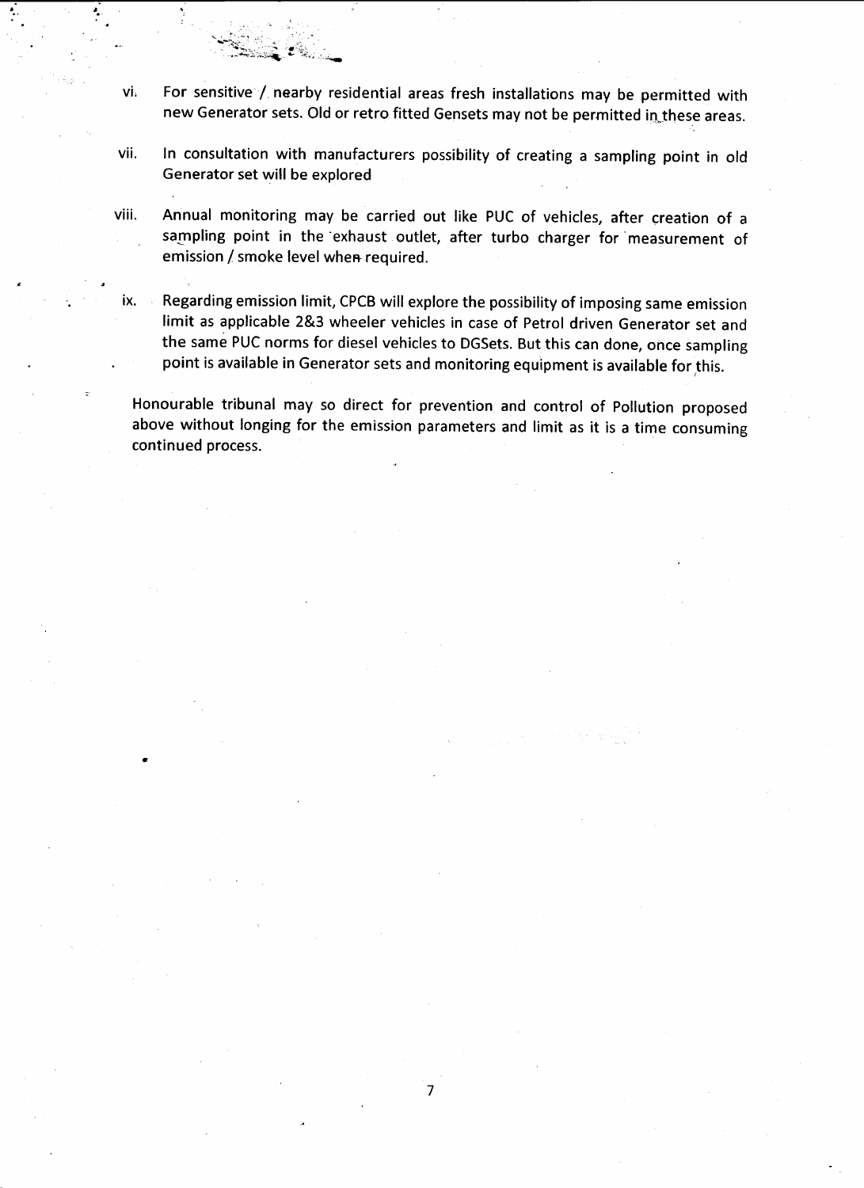vi. For sensitive / nearby residential areas fresh installations may be permitted with new Generator sets. Old or retro fitted Gensets may not be permitted in these areas.

vii. In consultation with manufacturers possibility of creating a sampling point in old Generator set will be explored

viii. Annual monitoring may be carried out like PUC of vehicles, after creation of a sampling point in the exhaust outlet, after turbo charger for measurement of emission / smoke level when required.

ix. Regarding emission limit, CPCB will explore the possibility of imposing same emission limit as applicable 2&3 wheeler vehicles in case of Petrol driven Generator set and the same PUC norms for diesel vehicles to DGSets. But this can done, once sampling point is available in Generator sets and monitoring equipment is available for this.

Honourable tribunal may so direct for prevention and control of Pollution proposed above without longing for the emission parameters and limit as it is a time consuming continued process.